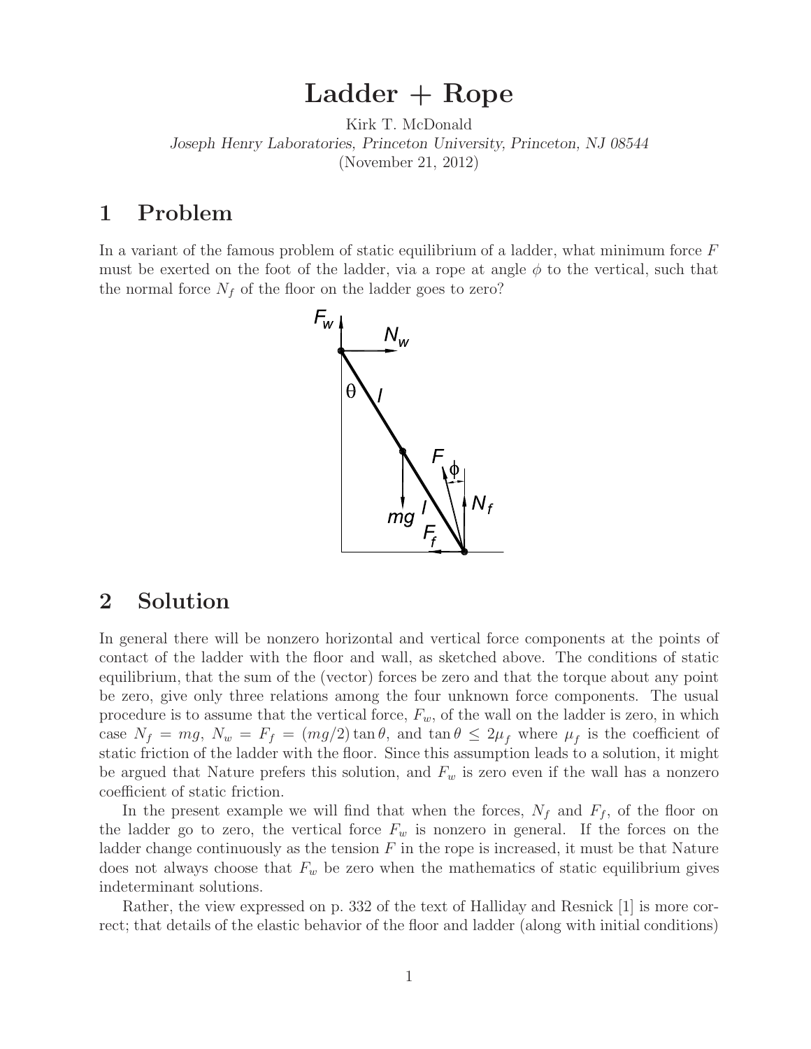# Ladder + Rope

Kirk T. McDonald
*Joseph Henry Laboratories, Princeton University, Princeton, NJ 08544*
(November 21, 2012)

## 1 Problem

In a variant of the famous problem of static equilibrium of a ladder, what minimum force $F$ must be exerted on the foot of the ladder, via a rope at angle $\phi$ to the vertical, such that the normal force $N_f$ of the floor on the ladder goes to zero?

## 2 Solution

In general there will be nonzero horizontal and vertical force components at the points of contact of the ladder with the floor and wall, as sketched above. The conditions of static equilibrium, that the sum of the (vector) forces be zero and that the torque about any point be zero, give only three relations among the four unknown force components. The usual procedure is to assume that the vertical force, $F_w$, of the wall on the ladder is zero, in which case $N_f = mg$, $N_w = F_f = (mg/2)\tan\theta$, and $\tan\theta \le 2\mu_f$ where $\mu_f$ is the coefficient of static friction of the ladder with the floor. Since this assumption leads to a solution, it might be argued that Nature prefers this solution, and $F_w$ is zero even if the wall has a nonzero coefficient of static friction.

In the present example we will find that when the forces, $N_f$ and $F_f$, of the floor on the ladder go to zero, the vertical force $F_w$ is nonzero in general. If the forces on the ladder change continuously as the tension $F$ in the rope is increased, it must be that Nature does not always choose that $F_w$ be zero when the mathematics of static equilibrium gives indeterminant solutions.

Rather, the view expressed on p. 332 of the text of Halliday and Resnick [1] is more correct; that details of the elastic behavior of the floor and ladder (along with initial conditions)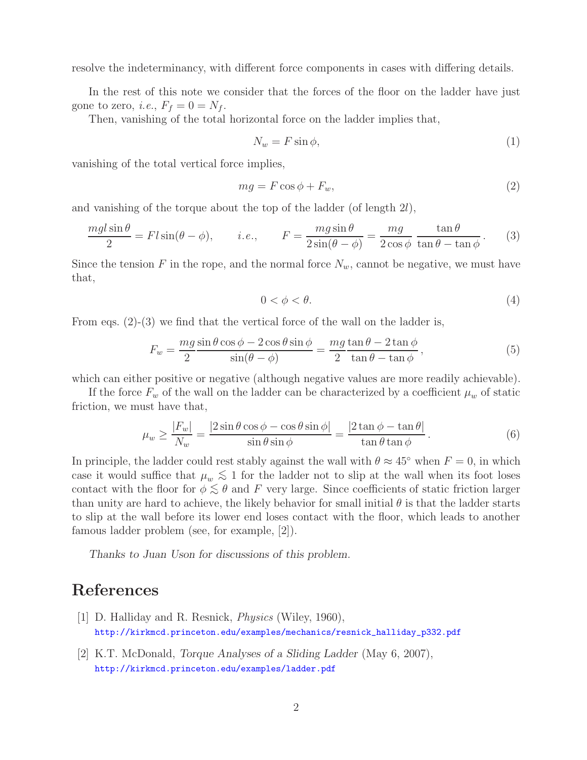resolve the indeterminancy, with different force components in cases with differing details.

In the rest of this note we consider that the forces of the floor on the ladder have just gone to zero, *i.e.*, $F_f = 0 = N_f$.

Then, vanishing of the total horizontal force on the ladder implies that,

$$N_w = F \sin\phi, \tag{1}$$

vanishing of the total vertical force implies,

$$mg = F\cos\phi + F_w, \tag{2}$$

and vanishing of the torque about the top of the ladder (of length $2l$),

$$\frac{mgl\sin\theta}{2} = Fl\sin(\theta - \phi), \qquad i.e., \qquad F = \frac{mg\sin\theta}{2\sin(\theta-\phi)} = \frac{mg}{2\cos\phi}\,\frac{\tan\theta}{\tan\theta - \tan\phi}. \tag{3}$$

Since the tension $F$ in the rope, and the normal force $N_w$, cannot be negative, we must have that,

$$0 < \phi < \theta. \tag{4}$$

From eqs. (2)-(3) we find that the vertical force of the wall on the ladder is,

$$F_w = \frac{mg}{2}\frac{\sin\theta\cos\phi - 2\cos\theta\sin\phi}{\sin(\theta-\phi)} = \frac{mg}{2}\frac{\tan\theta - 2\tan\phi}{\tan\theta - \tan\phi}, \tag{5}$$

which can either positive or negative (although negative values are more readily achievable).

If the force $F_w$ of the wall on the ladder can be characterized by a coefficient $\mu_w$ of static friction, we must have that,

$$\mu_w \geq \frac{|F_w|}{N_w} = \frac{|2\sin\theta\cos\phi - \cos\theta\sin\phi|}{\sin\theta\sin\phi} = \frac{|2\tan\phi - \tan\theta|}{\tan\theta\tan\phi}. \tag{6}$$

In principle, the ladder could rest stably against the wall with $\theta \approx 45^\circ$ when $F = 0$, in which case it would suffice that $\mu_w \lesssim 1$ for the ladder not to slip at the wall when its foot loses contact with the floor for $\phi \lesssim \theta$ and $F$ very large. Since coefficients of static friction larger than unity are hard to achieve, the likely behavior for small initial $\theta$ is that the ladder starts to slip at the wall before its lower end loses contact with the floor, which leads to another famous ladder problem (see, for example, [2]).

*Thanks to Juan Uson for discussions of this problem.*

# References

[1] D. Halliday and R. Resnick, *Physics* (Wiley, 1960),
http://kirkmcd.princeton.edu/examples/mechanics/resnick_halliday_p332.pdf

[2] K.T. McDonald, *Torque Analyses of a Sliding Ladder* (May 6, 2007),
http://kirkmcd.princeton.edu/examples/ladder.pdf